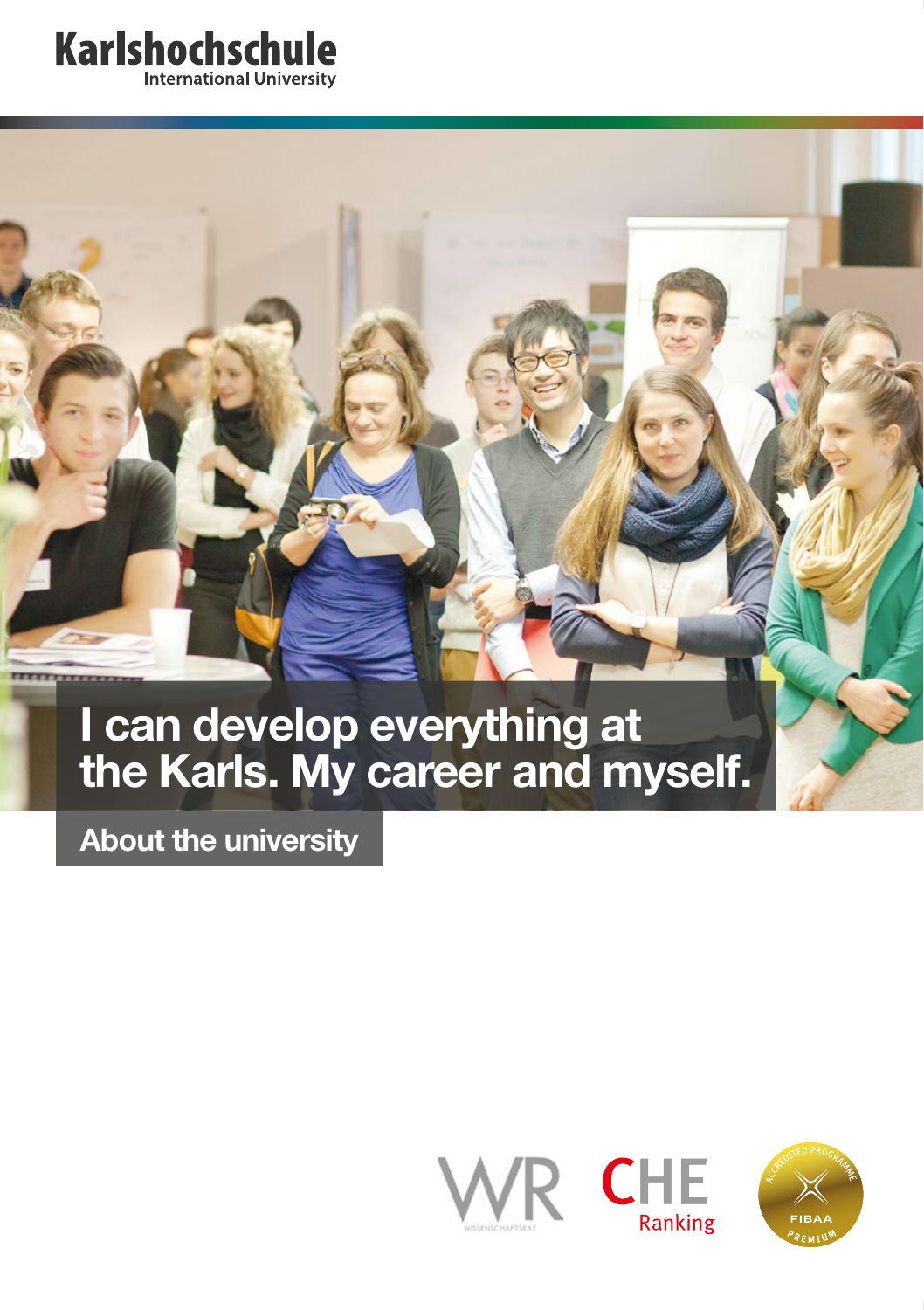Karlshochschule
International University

# I can develop everything at the Karls. My career and myself.

## About the university

WR WISSENSCHAFTSRAT

CHE Ranking

ACCREDITED PROGRAMME FIBAA PREMIUM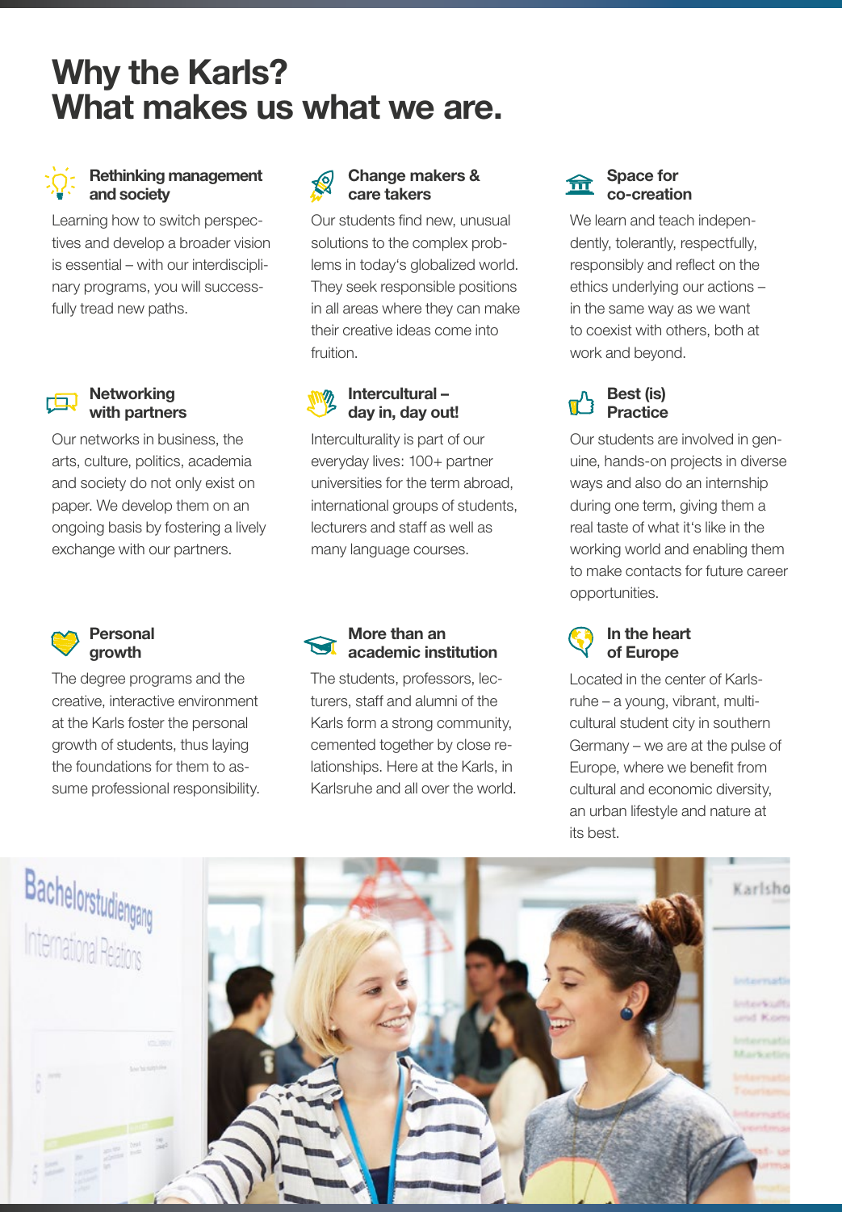# Why the Karls?
# What makes us what we are.

### Rethinking management and society

Learning how to switch perspectives and develop a broader vision is essential – with our interdisciplinary programs, you will successfully tread new paths.

### Change makers & care takers

Our students find new, unusual solutions to the complex problems in today's globalized world. They seek responsible positions in all areas where they can make their creative ideas come into fruition.

### Space for co-creation

We learn and teach independently, tolerantly, respectfully, responsibly and reflect on the ethics underlying our actions – in the same way as we want to coexist with others, both at work and beyond.

### Networking with partners

Our networks in business, the arts, culture, politics, academia and society do not only exist on paper. We develop them on an ongoing basis by fostering a lively exchange with our partners.

### Intercultural – day in, day out!

Interculturality is part of our everyday lives: 100+ partner universities for the term abroad, international groups of students, lecturers and staff as well as many language courses.

### Best (is) Practice

Our students are involved in genuine, hands-on projects in diverse ways and also do an internship during one term, giving them a real taste of what it's like in the working world and enabling them to make contacts for future career opportunities.

### Personal growth

The degree programs and the creative, interactive environment at the Karls foster the personal growth of students, thus laying the foundations for them to assume professional responsibility.

### More than an academic institution

The students, professors, lecturers, staff and alumni of the Karls form a strong community, cemented together by close relationships. Here at the Karls, in Karlsruhe and all over the world.

### In the heart of Europe

Located in the center of Karlsruhe – a young, vibrant, multicultural student city in southern Germany – we are at the pulse of Europe, where we benefit from cultural and economic diversity, an urban lifestyle and nature at its best.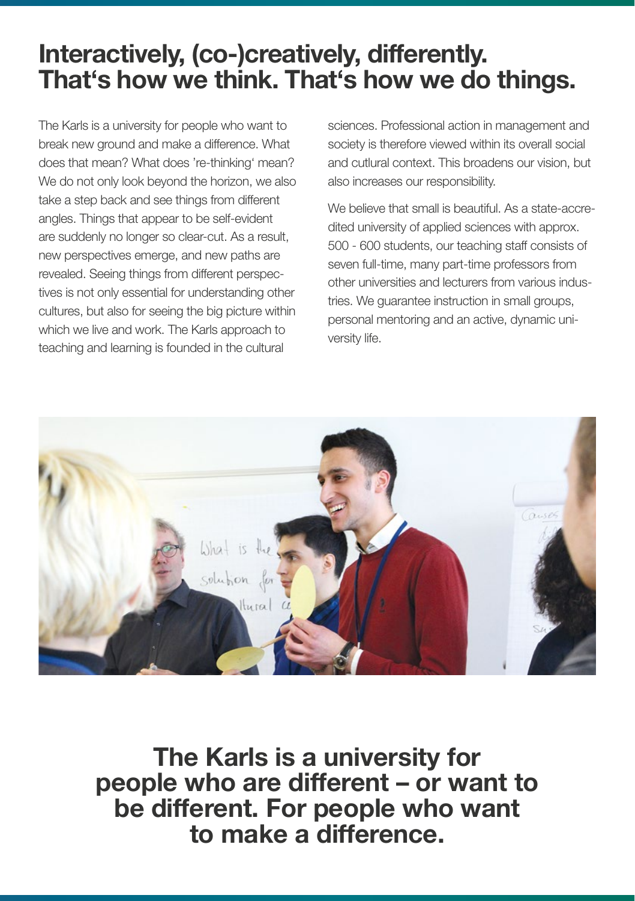# Interactively, (co-)creatively, differently. That‘s how we think. That‘s how we do things.

The Karls is a university for people who want to break new ground and make a difference. What does that mean? What does 're-thinking' mean? We do not only look beyond the horizon, we also take a step back and see things from different angles. Things that appear to be self-evident are suddenly no longer so clear-cut. As a result, new perspectives emerge, and new paths are revealed. Seeing things from different perspectives is not only essential for understanding other cultures, but also for seeing the big picture within which we live and work. The Karls approach to teaching and learning is founded in the cultural sciences. Professional action in management and society is therefore viewed within its overall social and cutlural context. This broadens our vision, but also increases our responsibility.

We believe that small is beautiful. As a state-accredited university of applied sciences with approx. 500 - 600 students, our teaching staff consists of seven full-time, many part-time professors from other universities and lecturers from various industries. We guarantee instruction in small groups, personal mentoring and an active, dynamic university life.

## The Karls is a university for people who are different – or want to be different. For people who want to make a difference.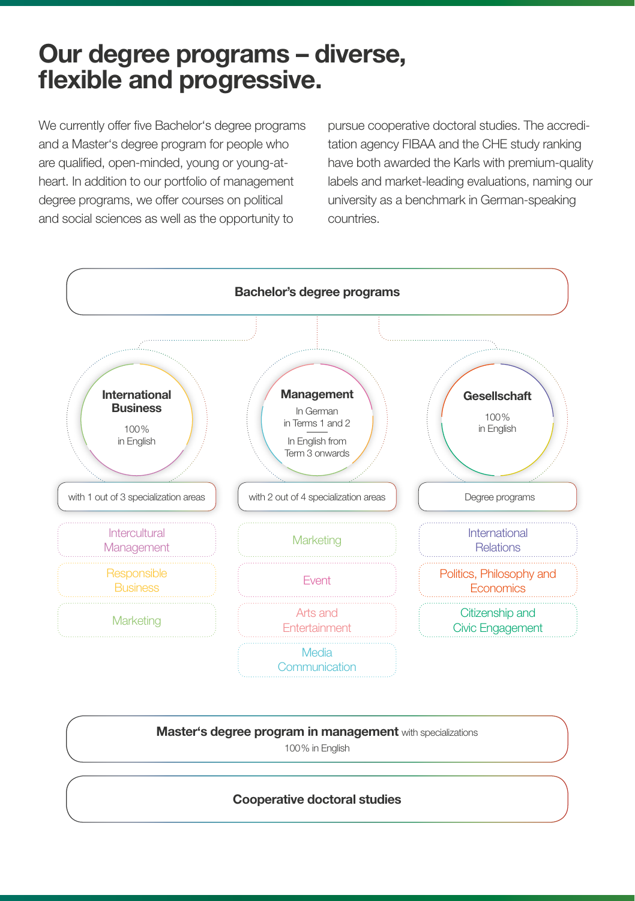# Our degree programs – diverse, flexible and progressive.

We currently offer five Bachelor's degree programs and a Master's degree program for people who are qualified, open-minded, young or young-at-heart. In addition to our portfolio of management degree programs, we offer courses on political and social sciences as well as the opportunity to pursue cooperative doctoral studies. The accreditation agency FIBAA and the CHE study ranking have both awarded the Karls with premium-quality labels and market-leading evaluations, naming our university as a benchmark in German-speaking countries.

## Bachelor's degree programs

### International Business

100% in English

with 1 out of 3 specialization areas

- Intercultural Management
- Responsible Business
- Marketing

### Management

In German in Terms 1 and 2

In English from Term 3 onwards

with 2 out of 4 specialization areas

- Marketing
- Event
- Arts and Entertainment
- Media Communication

### Gesellschaft

100% in English

Degree programs

- International Relations
- Politics, Philosophy and Economics
- Citizenship and Civic Engagement

## Master's degree program in management with specializations

100% in English

## Cooperative doctoral studies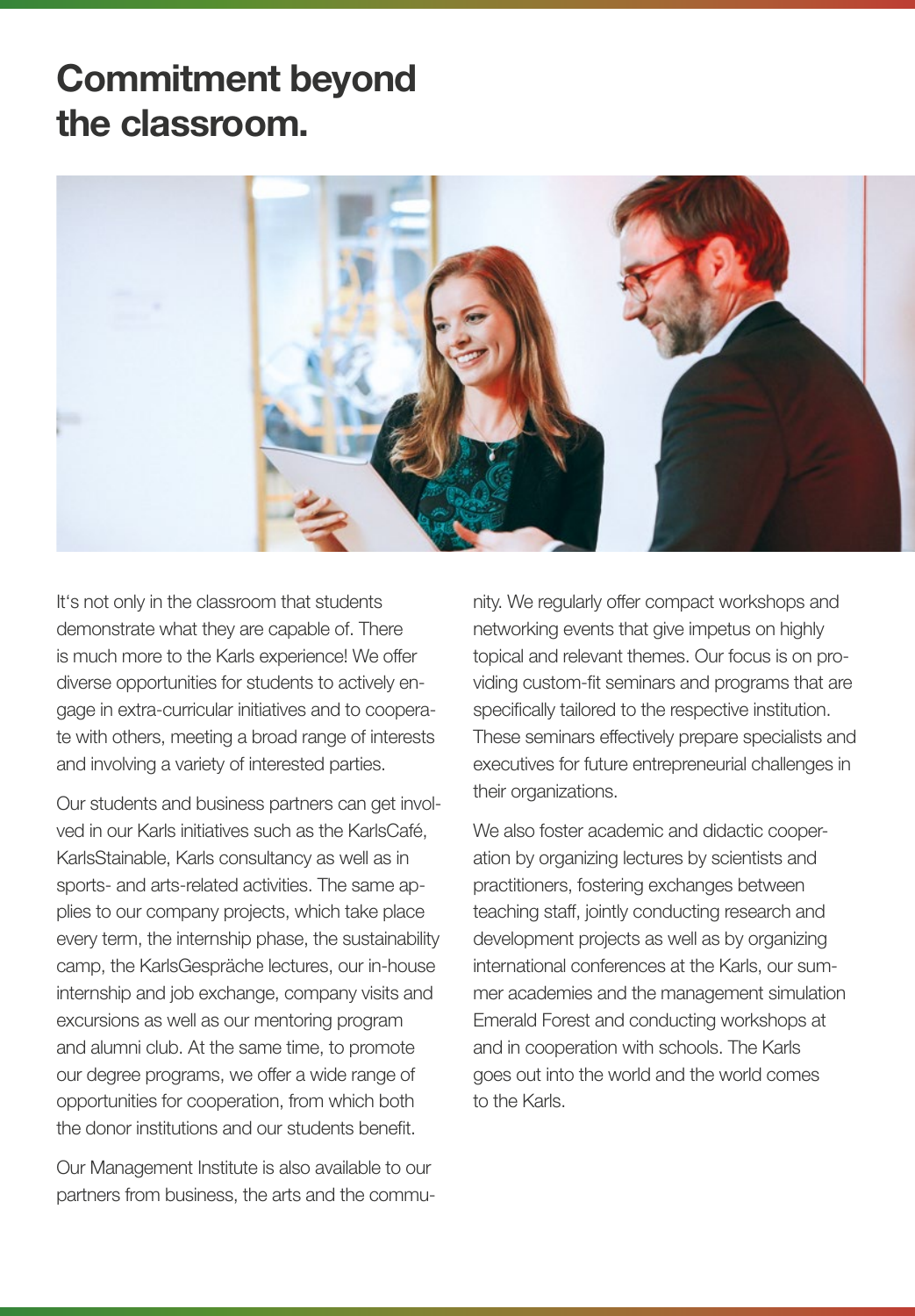# Commitment beyond the classroom.

It's not only in the classroom that students demonstrate what they are capable of. There is much more to the Karls experience! We offer diverse opportunities for students to actively engage in extra-curricular initiatives and to cooperate with others, meeting a broad range of interests and involving a variety of interested parties.

Our students and business partners can get involved in our Karls initiatives such as the KarlsCafé, KarlsStainable, Karls consultancy as well as in sports- and arts-related activities. The same applies to our company projects, which take place every term, the internship phase, the sustainability camp, the KarlsGespräche lectures, our in-house internship and job exchange, company visits and excursions as well as our mentoring program and alumni club. At the same time, to promote our degree programs, we offer a wide range of opportunities for cooperation, from which both the donor institutions and our students benefit.

Our Management Institute is also available to our partners from business, the arts and the community. We regularly offer compact workshops and networking events that give impetus on highly topical and relevant themes. Our focus is on providing custom-fit seminars and programs that are specifically tailored to the respective institution. These seminars effectively prepare specialists and executives for future entrepreneurial challenges in their organizations.

We also foster academic and didactic cooperation by organizing lectures by scientists and practitioners, fostering exchanges between teaching staff, jointly conducting research and development projects as well as by organizing international conferences at the Karls, our summer academies and the management simulation Emerald Forest and conducting workshops at and in cooperation with schools. The Karls goes out into the world and the world comes to the Karls.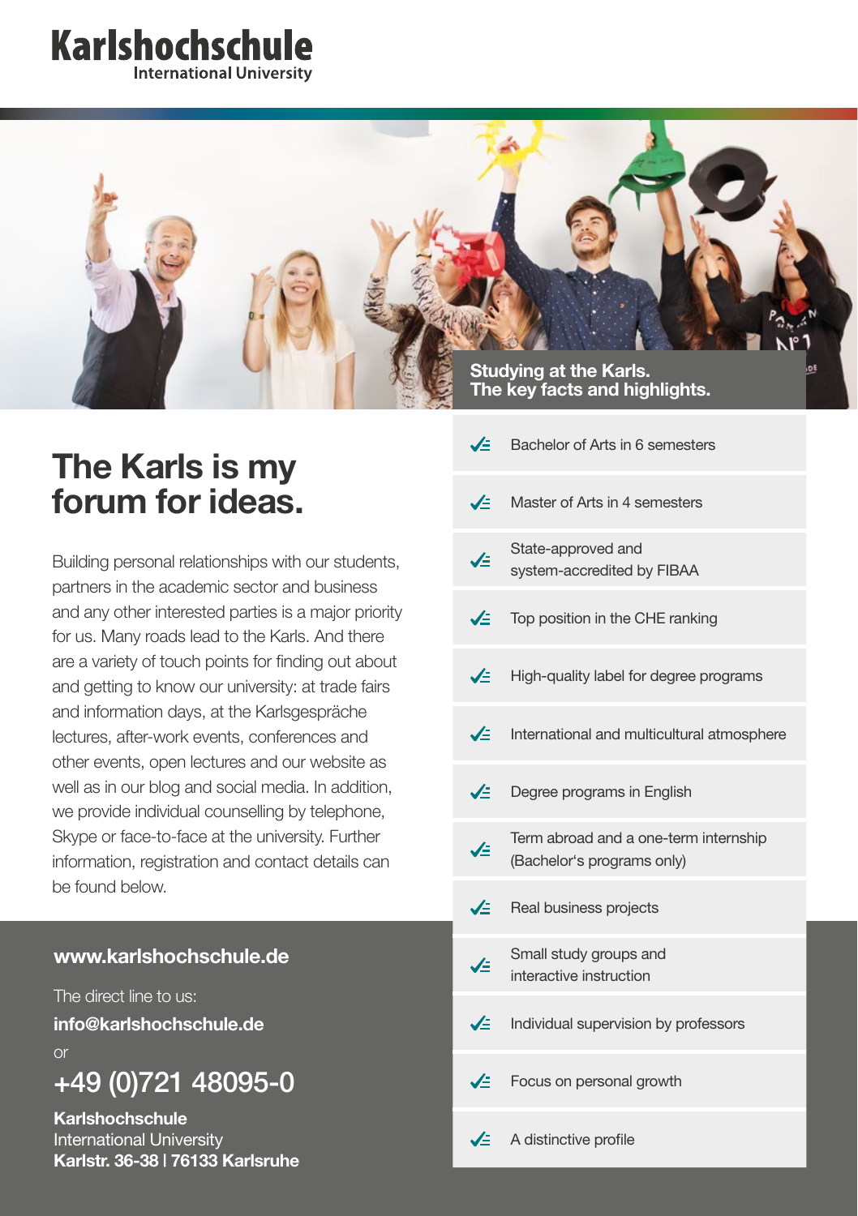Karlshochschule
International University

Studying at the Karls.
The key facts and highlights.

# The Karls is my forum for ideas.

Building personal relationships with our students, partners in the academic sector and business and any other interested parties is a major priority for us. Many roads lead to the Karls. And there are a variety of touch points for finding out about and getting to know our university: at trade fairs and information days, at the Karlsgespräche lectures, after-work events, conferences and other events, open lectures and our website as well as in our blog and social media. In addition, we provide individual counselling by telephone, Skype or face-to-face at the university. Further information, registration and contact details can be found below.

- Bachelor of Arts in 6 semesters
- Master of Arts in 4 semesters
- State-approved and system-accredited by FIBAA
- Top position in the CHE ranking
- High-quality label for degree programs
- International and multicultural atmosphere
- Degree programs in English
- Term abroad and a one-term internship (Bachelor's programs only)
- Real business projects
- Small study groups and interactive instruction
- Individual supervision by professors
- Focus on personal growth
- A distinctive profile

**www.karlshochschule.de**

The direct line to us:
**info@karlshochschule.de**
or
+49 (0)721 48095-0

**Karlshochschule**
International University
**Karlstr. 36-38 | 76133 Karlsruhe**